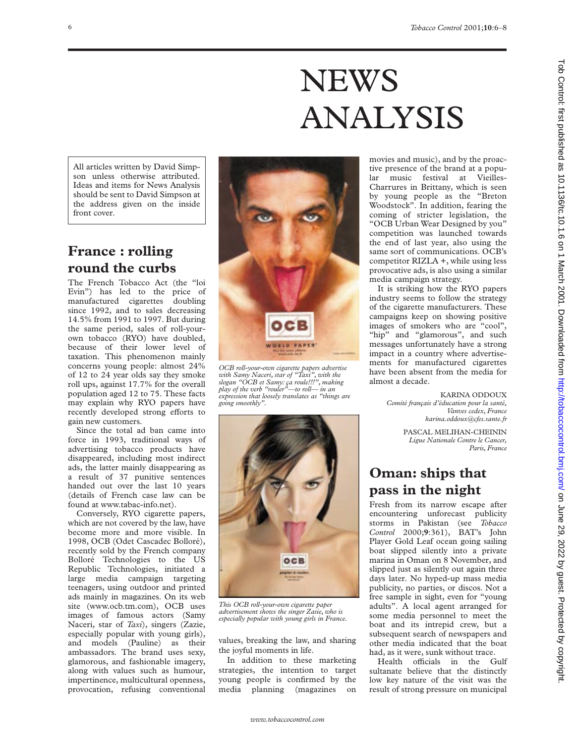# NEWS ANALYSIS

All articles written by David Simpson unless otherwise attributed. Ideas and items for News Analysis should be sent to David Simpson at the address given on the inside front cover.

## France : rolling round the curbs

The French Tobacco Act (the "loi Evin") has led to the price of manufactured cigarettes doubling since 1992, and to sales decreasing 14.5% from 1991 to 1997. But during the same period, sales of roll-your-own tobacco (RYO) have doubled, because of their lower level of taxation. This phenomenon mainly concerns young people: almost 24% of 12 to 24 year olds say they smoke roll ups, against 17.7% for the overall population aged 12 to 75. These facts may explain why RYO papers have recently developed strong efforts to gain new customers.

Since the total ad ban came into force in 1993, traditional ways of advertising tobacco products have disappeared, including most indirect ads, the latter mainly disappearing as a result of 37 punitive sentences handed out over the last 10 years (details of French case law can be found at www.tabac-info.net).

Conversely, RYO cigarette papers, which are not covered by the law, have become more and more visible. In 1998, OCB (Odet Cascadec Bolloré), recently sold by the French company Bolloré Technologies to the US Republic Technologies, initiated a large media campaign targeting teenagers, using outdoor and printed ads mainly in magazines. On its web site (www.ocb.tm.com), OCB uses images of famous actors (Samy Naceri, star of *Taxi*), singers (Zazie, especially popular with young girls), and models (Pauline) as their ambassadors. The brand uses sexy, glamorous, and fashionable imagery, along with values such as humour, impertinence, multicultural openness, provocation, refusing conventional values, breaking the law, and sharing the joyful moments in life.

*OCB roll-your-own cigarette papers advertise with Samy Naceri, star of "Taxi", with the slogan "OCB et Samy: ça roule!!!", making play of the verb "rouler"—to roll— in an expression that loosely translates as "things are going smoothly".*

*This OCB roll-your-own cigarette paper advertisement shows the singer Zasie, who is especially popular with young girls in France.*

In addition to these marketing strategies, the intention to target young people is confirmed by the media planning (magazines on movies and music), and by the proactive presence of the brand at a popular music festival at Vieilles-Charrures in Brittany, which is seen by young people as the "Breton Woodstock". In addition, fearing the coming of stricter legislation, the "OCB Urban Wear Designed by you" competition was launched towards the end of last year, also using the same sort of communications. OCB's competitor RIZLA +, while using less provocative ads, is also using a similar media campaign strategy.

It is striking how the RYO papers industry seems to follow the strategy of the cigarette manufacturers. These campaigns keep on showing positive images of smokers who are "cool", "hip" and "glamorous", and such messages unfortunately have a strong impact in a country where advertisements for manufactured cigarettes have been absent from the media for almost a decade.

KARINA ODDOUX
*Comité français d'éducation pour la santé, Vanves cedex, France*
*karina.oddoux@cfes.sante.fr*

PASCAL MELIHAN-CHEININ
*Ligue Nationale Contre le Cancer, Paris, France*

## Oman: ships that pass in the night

Fresh from its narrow escape after encountering unforecast publicity storms in Pakistan (see *Tobacco Control* 2000;**9**:361), BAT's John Player Gold Leaf ocean going sailing boat slipped silently into a private marina in Oman on 8 November, and slipped just as silently out again three days later. No hyped-up mass media publicity, no parties, or discos. Not a free sample in sight, even for "young adults". A local agent arranged for some media personnel to meet the boat and its intrepid crew, but a subsequent search of newspapers and other media indicated that the boat had, as it were, sunk without trace.

Health officials in the Gulf sultanate believe that the distinctly low key nature of the visit was the result of strong pressure on municipal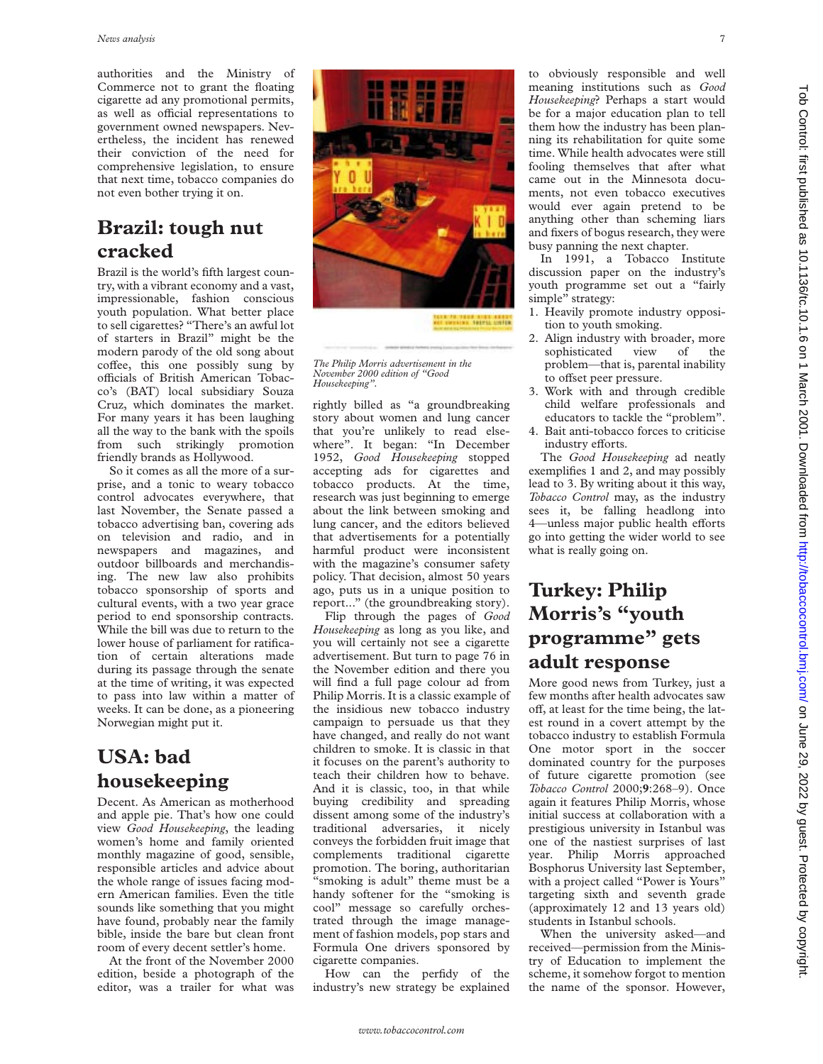authorities and the Ministry of Commerce not to grant the floating cigarette ad any promotional permits, as well as official representations to government owned newspapers. Nevertheless, the incident has renewed their conviction of the need for comprehensive legislation, to ensure that next time, tobacco companies do not even bother trying it on.

## Brazil: tough nut cracked

Brazil is the world's fifth largest country, with a vibrant economy and a vast, impressionable, fashion conscious youth population. What better place to sell cigarettes? "There's an awful lot of starters in Brazil" might be the modern parody of the old song about coffee, this one possibly sung by officials of British American Tobacco's (BAT) local subsidiary Souza Cruz, which dominates the market. For many years it has been laughing all the way to the bank with the spoils from such strikingly promotion friendly brands as Hollywood.

So it comes as all the more of a surprise, and a tonic to weary tobacco control advocates everywhere, that last November, the Senate passed a tobacco advertising ban, covering ads on television and radio, and in newspapers and magazines, and outdoor billboards and merchandising. The new law also prohibits tobacco sponsorship of sports and cultural events, with a two year grace period to end sponsorship contracts. While the bill was due to return to the lower house of parliament for ratification of certain alterations made during its passage through the senate at the time of writing, it was expected to pass into law within a matter of weeks. It can be done, as a pioneering Norwegian might put it.

## USA: bad housekeeping

Decent. As American as motherhood and apple pie. That's how one could view *Good Housekeeping*, the leading women's home and family oriented monthly magazine of good, sensible, responsible articles and advice about the whole range of issues facing modern American families. Even the title sounds like something that you might have found, probably near the family bible, inside the bare but clean front room of every decent settler's home.

At the front of the November 2000 edition, beside a photograph of the editor, was a trailer for what was rightly billed as "a groundbreaking story about women and lung cancer that you're unlikely to read elsewhere". It began: "In December 1952, *Good Housekeeping* stopped accepting ads for cigarettes and tobacco products. At the time, research was just beginning to emerge about the link between smoking and lung cancer, and the editors believed that advertisements for a potentially harmful product were inconsistent with the magazine's consumer safety policy. That decision, almost 50 years ago, puts us in a unique position to report..." (the groundbreaking story).

*The Philip Morris advertisement in the November 2000 edition of "Good Housekeeping".*

Flip through the pages of *Good Housekeeping* as long as you like, and you will certainly not see a cigarette advertisement. But turn to page 76 in the November edition and there you will find a full page colour ad from Philip Morris. It is a classic example of the insidious new tobacco industry campaign to persuade us that they have changed, and really do not want children to smoke. It is classic in that it focuses on the parent's authority to teach their children how to behave. And it is classic, too, in that while buying credibility and spreading dissent among some of the industry's traditional adversaries, it nicely conveys the forbidden fruit image that complements traditional cigarette promotion. The boring, authoritarian "smoking is adult" theme must be a handy softener for the "smoking is cool" message so carefully orchestrated through the image management of fashion models, pop stars and Formula One drivers sponsored by cigarette companies.

How can the perfidy of the industry's new strategy be explained to obviously responsible and well meaning institutions such as *Good Housekeeping*? Perhaps a start would be for a major education plan to tell them how the industry has been planning its rehabilitation for quite some time. While health advocates were still fooling themselves that after what came out in the Minnesota documents, not even tobacco executives would ever again pretend to be anything other than scheming liars and fixers of bogus research, they were busy panning the next chapter.

In 1991, a Tobacco Institute discussion paper on the industry's youth programme set out a "fairly simple" strategy:

1. Heavily promote industry opposition to youth smoking.
2. Align industry with broader, more sophisticated view of the problem—that is, parental inability to offset peer pressure.
3. Work with and through credible child welfare professionals and educators to tackle the "problem".
4. Bait anti-tobacco forces to criticise industry efforts.

The *Good Housekeeping* ad neatly exemplifies 1 and 2, and may possibly lead to 3. By writing about it this way, *Tobacco Control* may, as the industry sees it, be falling headlong into 4—unless major public health efforts go into getting the wider world to see what is really going on.

## Turkey: Philip Morris's "youth programme" gets adult response

More good news from Turkey, just a few months after health advocates saw off, at least for the time being, the latest round in a covert attempt by the tobacco industry to establish Formula One motor sport in the soccer dominated country for the purposes of future cigarette promotion (see *Tobacco Control* 2000;**9**:268–9). Once again it features Philip Morris, whose initial success at collaboration with a prestigious university in Istanbul was one of the nastiest surprises of last year. Philip Morris approached Bosphorus University last September, with a project called "Power is Yours" targeting sixth and seventh grade (approximately 12 and 13 years old) students in Istanbul schools.

When the university asked—and received—permission from the Ministry of Education to implement the scheme, it somehow forgot to mention the name of the sponsor. However,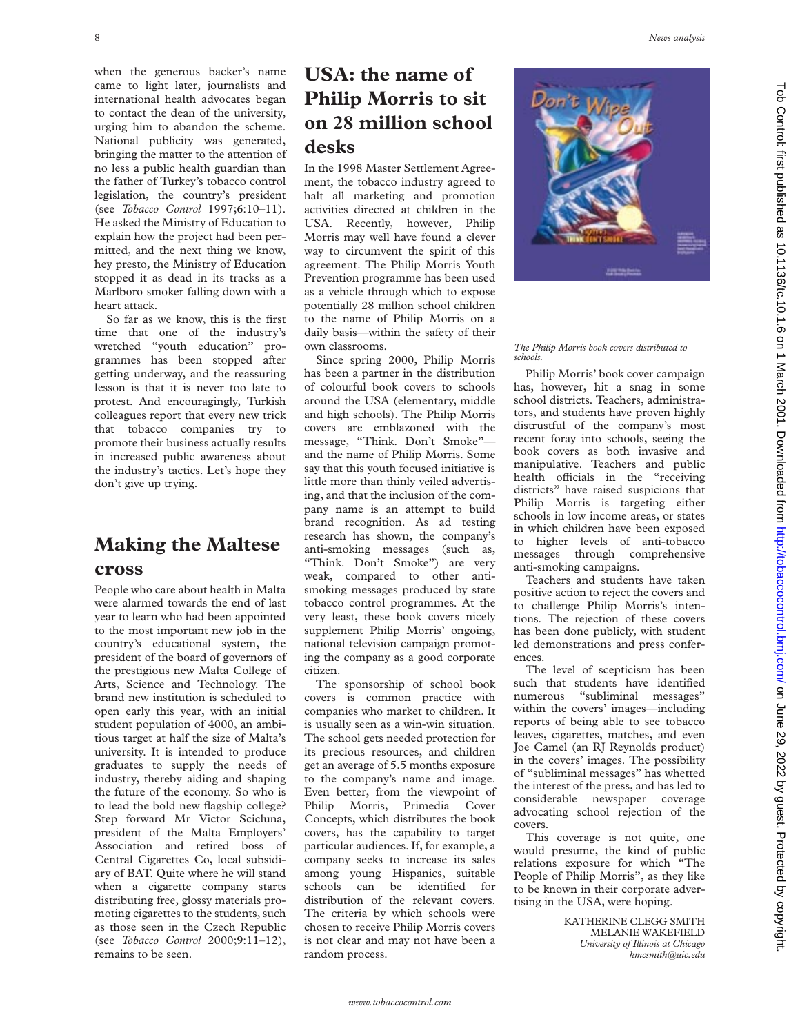when the generous backer's name came to light later, journalists and international health advocates began to contact the dean of the university, urging him to abandon the scheme. National publicity was generated, bringing the matter to the attention of no less a public health guardian than the father of Turkey's tobacco control legislation, the country's president (see *Tobacco Control* 1997;**6**:10–11). He asked the Ministry of Education to explain how the project had been permitted, and the next thing we know, hey presto, the Ministry of Education stopped it as dead in its tracks as a Marlboro smoker falling down with a heart attack.

So far as we know, this is the first time that one of the industry's wretched "youth education" programmes has been stopped after getting underway, and the reassuring lesson is that it is never too late to protest. And encouragingly, Turkish colleagues report that every new trick that tobacco companies try to promote their business actually results in increased public awareness about the industry's tactics. Let's hope they don't give up trying.

## Making the Maltese cross

People who care about health in Malta were alarmed towards the end of last year to learn who had been appointed to the most important new job in the country's educational system, the president of the board of governors of the prestigious new Malta College of Arts, Science and Technology. The brand new institution is scheduled to open early this year, with an initial student population of 4000, an ambitious target at half the size of Malta's university. It is intended to produce graduates to supply the needs of industry, thereby aiding and shaping the future of the economy. So who is to lead the bold new flagship college? Step forward Mr Victor Scicluna, president of the Malta Employers' Association and retired boss of Central Cigarettes Co, local subsidiary of BAT. Quite where he will stand when a cigarette company starts distributing free, glossy materials promoting cigarettes to the students, such as those seen in the Czech Republic (see *Tobacco Control* 2000;**9**:11–12), remains to be seen.

## USA: the name of Philip Morris to sit on 28 million school desks

In the 1998 Master Settlement Agreement, the tobacco industry agreed to halt all marketing and promotion activities directed at children in the USA. Recently, however, Philip Morris may well have found a clever way to circumvent the spirit of this agreement. The Philip Morris Youth Prevention programme has been used as a vehicle through which to expose potentially 28 million school children to the name of Philip Morris on a daily basis—within the safety of their own classrooms.

Since spring 2000, Philip Morris has been a partner in the distribution of colourful book covers to schools around the USA (elementary, middle and high schools). The Philip Morris covers are emblazoned with the message, "Think. Don't Smoke"—and the name of Philip Morris. Some say that this youth focused initiative is little more than thinly veiled advertising, and that the inclusion of the company name is an attempt to build brand recognition. As ad testing research has shown, the company's anti-smoking messages (such as, "Think. Don't Smoke") are very weak, compared to other anti-smoking messages produced by state tobacco control programmes. At the very least, these book covers nicely supplement Philip Morris' ongoing, national television campaign promoting the company as a good corporate citizen.

The sponsorship of school book covers is common practice with companies who market to children. It is usually seen as a win-win situation. The school gets needed protection for its precious resources, and children get an average of 5.5 months exposure to the company's name and image. Even better, from the viewpoint of Philip Morris, Primedia Cover Concepts, which distributes the book covers, has the capability to target particular audiences. If, for example, a company seeks to increase its sales among young Hispanics, suitable schools can be identified for distribution of the relevant covers. The criteria by which schools were chosen to receive Philip Morris covers is not clear and may not have been a random process.

*The Philip Morris book covers distributed to schools.*

Philip Morris' book cover campaign has, however, hit a snag in some school districts. Teachers, administrators, and students have proven highly distrustful of the company's most recent foray into schools, seeing the book covers as both invasive and manipulative. Teachers and public health officials in the "receiving districts" have raised suspicions that Philip Morris is targeting either schools in low income areas, or states in which children have been exposed to higher levels of anti-tobacco messages through comprehensive anti-smoking campaigns.

Teachers and students have taken positive action to reject the covers and to challenge Philip Morris's intentions. The rejection of these covers has been done publicly, with student led demonstrations and press conferences.

The level of scepticism has been such that students have identified numerous "subliminal messages" within the covers' images—including reports of being able to see tobacco leaves, cigarettes, matches, and even Joe Camel (an RJ Reynolds product) in the covers' images. The possibility of "subliminal messages" has whetted the interest of the press, and has led to considerable newspaper coverage advocating school rejection of the covers.

This coverage is not quite, one would presume, the kind of public relations exposure for which "The People of Philip Morris", as they like to be known in their corporate advertising in the USA, were hoping.

KATHERINE CLEGG SMITH
MELANIE WAKEFIELD
*University of Illinois at Chicago*
*kmcsmith@uic.edu*